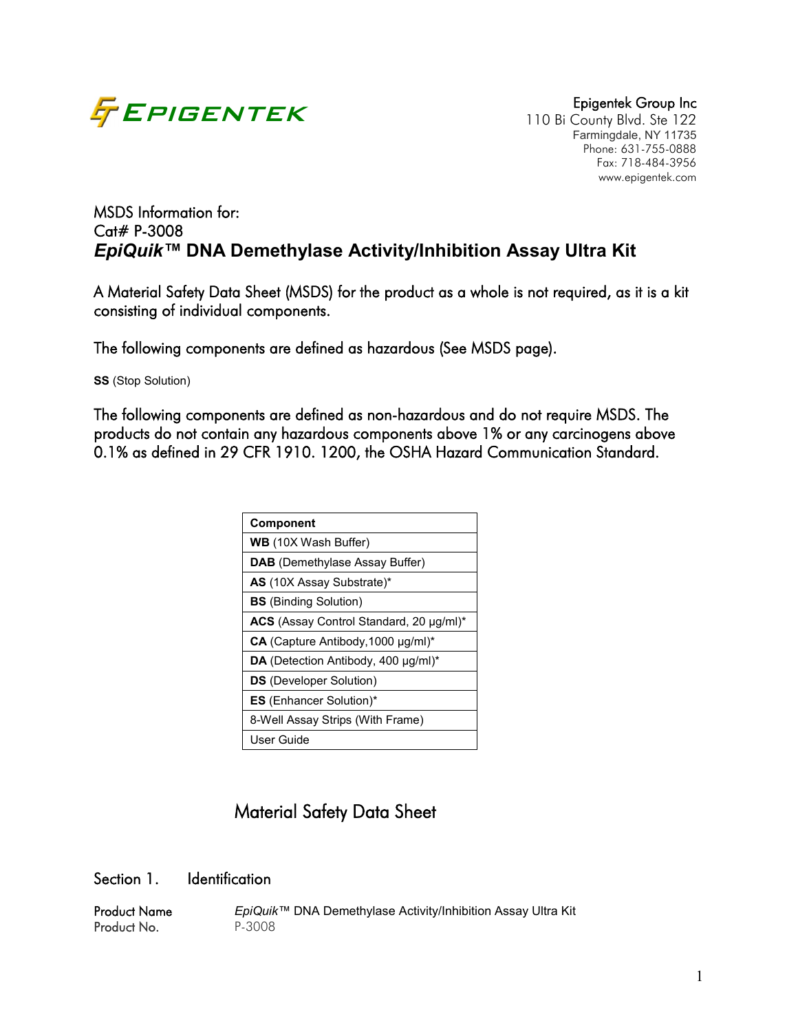Epigentek Group Inc
110 Bi County Blvd. Ste 122
Farmingdale, NY 11735
Phone: 631-755-0888
Fax: 718-484-3956
www.epigentek.com

MSDS Information for:
Cat# P-3008
## *EpiQuik™* DNA Demethylase Activity/Inhibition Assay Ultra Kit

A Material Safety Data Sheet (MSDS) for the product as a whole is not required, as it is a kit consisting of individual components.

The following components are defined as hazardous (See MSDS page).

**SS** (Stop Solution)

The following components are defined as non-hazardous and do not require MSDS. The products do not contain any hazardous components above 1% or any carcinogens above 0.1% as defined in 29 CFR 1910. 1200, the OSHA Hazard Communication Standard.

| **Component** |
|---|
| **WB** (10X Wash Buffer) |
| **DAB** (Demethylase Assay Buffer) |
| **AS** (10X Assay Substrate)* |
| **BS** (Binding Solution) |
| **ACS** (Assay Control Standard, 20 µg/ml)* |
| **CA** (Capture Antibody,1000 µg/ml)* |
| **DA** (Detection Antibody, 400 µg/ml)* |
| **DS** (Developer Solution) |
| **ES** (Enhancer Solution)* |
| 8-Well Assay Strips (With Frame) |
| User Guide |

## Material Safety Data Sheet

### Section 1. Identification

| | |
|---|---|
| Product Name | *EpiQuik™* DNA Demethylase Activity/Inhibition Assay Ultra Kit |
| Product No. | P-3008 |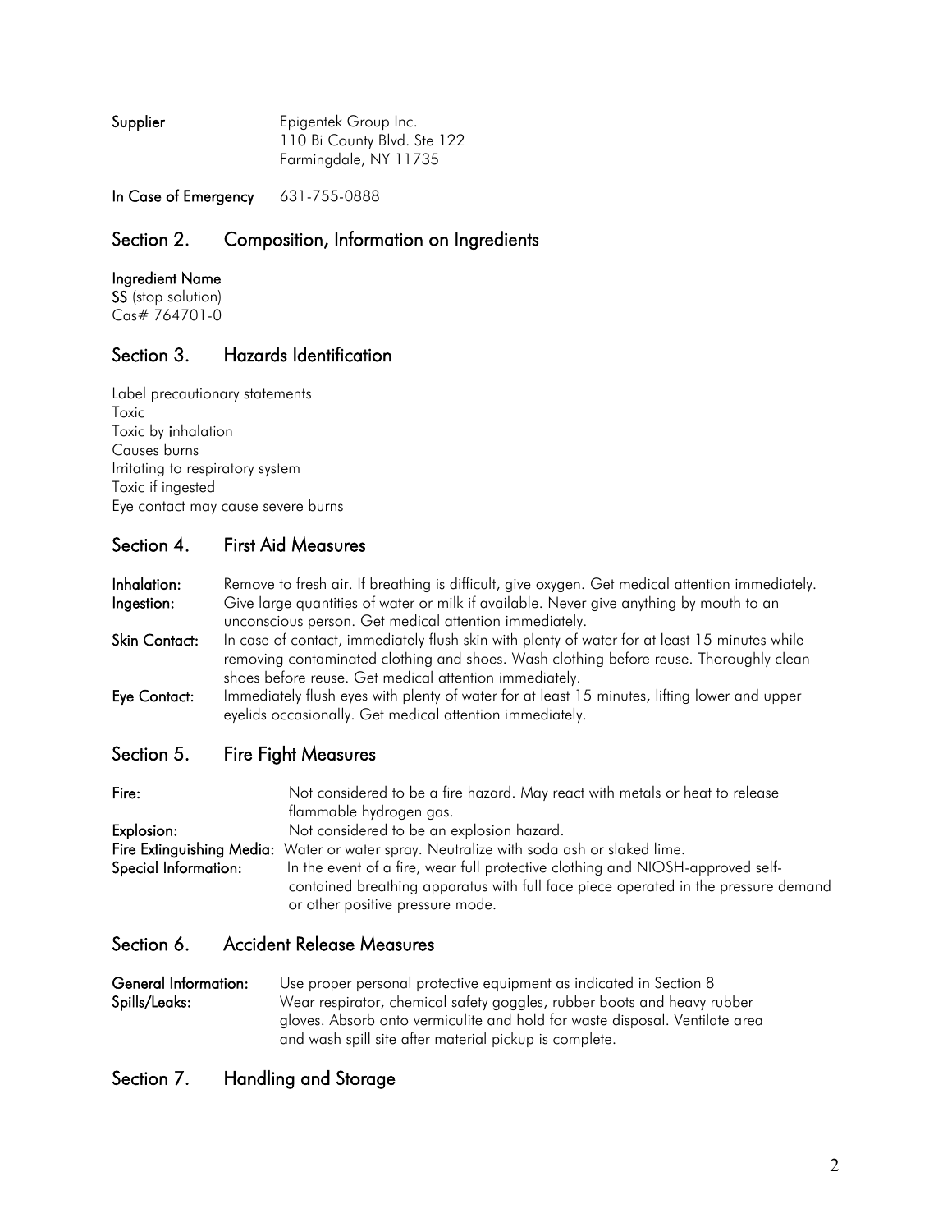**Supplier** Epigentek Group Inc.
110 Bi County Blvd. Ste 122
Farmingdale, NY 11735

**In Case of Emergency** 631-755-0888

## Section 2. Composition, Information on Ingredients

**Ingredient Name**
**SS** (stop solution)
Cas# 764701-0

## Section 3. Hazards Identification

Label precautionary statements
Toxic
Toxic by inhalation
Causes burns
Irritating to respiratory system
Toxic if ingested
Eye contact may cause severe burns

## Section 4. First Aid Measures

**Inhalation:** Remove to fresh air. If breathing is difficult, give oxygen. Get medical attention immediately.
**Ingestion:** Give large quantities of water or milk if available. Never give anything by mouth to an unconscious person. Get medical attention immediately.
**Skin Contact:** In case of contact, immediately flush skin with plenty of water for at least 15 minutes while removing contaminated clothing and shoes. Wash clothing before reuse. Thoroughly clean shoes before reuse. Get medical attention immediately.
**Eye Contact:** Immediately flush eyes with plenty of water for at least 15 minutes, lifting lower and upper eyelids occasionally. Get medical attention immediately.

## Section 5. Fire Fight Measures

**Fire:** Not considered to be a fire hazard. May react with metals or heat to release flammable hydrogen gas.
**Explosion:** Not considered to be an explosion hazard.
**Fire Extinguishing Media:** Water or water spray. Neutralize with soda ash or slaked lime.
**Special Information:** In the event of a fire, wear full protective clothing and NIOSH-approved self-contained breathing apparatus with full face piece operated in the pressure demand or other positive pressure mode.

## Section 6. Accident Release Measures

**General Information:** Use proper personal protective equipment as indicated in Section 8
**Spills/Leaks:** Wear respirator, chemical safety goggles, rubber boots and heavy rubber gloves. Absorb onto vermiculite and hold for waste disposal. Ventilate area and wash spill site after material pickup is complete.

## Section 7. Handling and Storage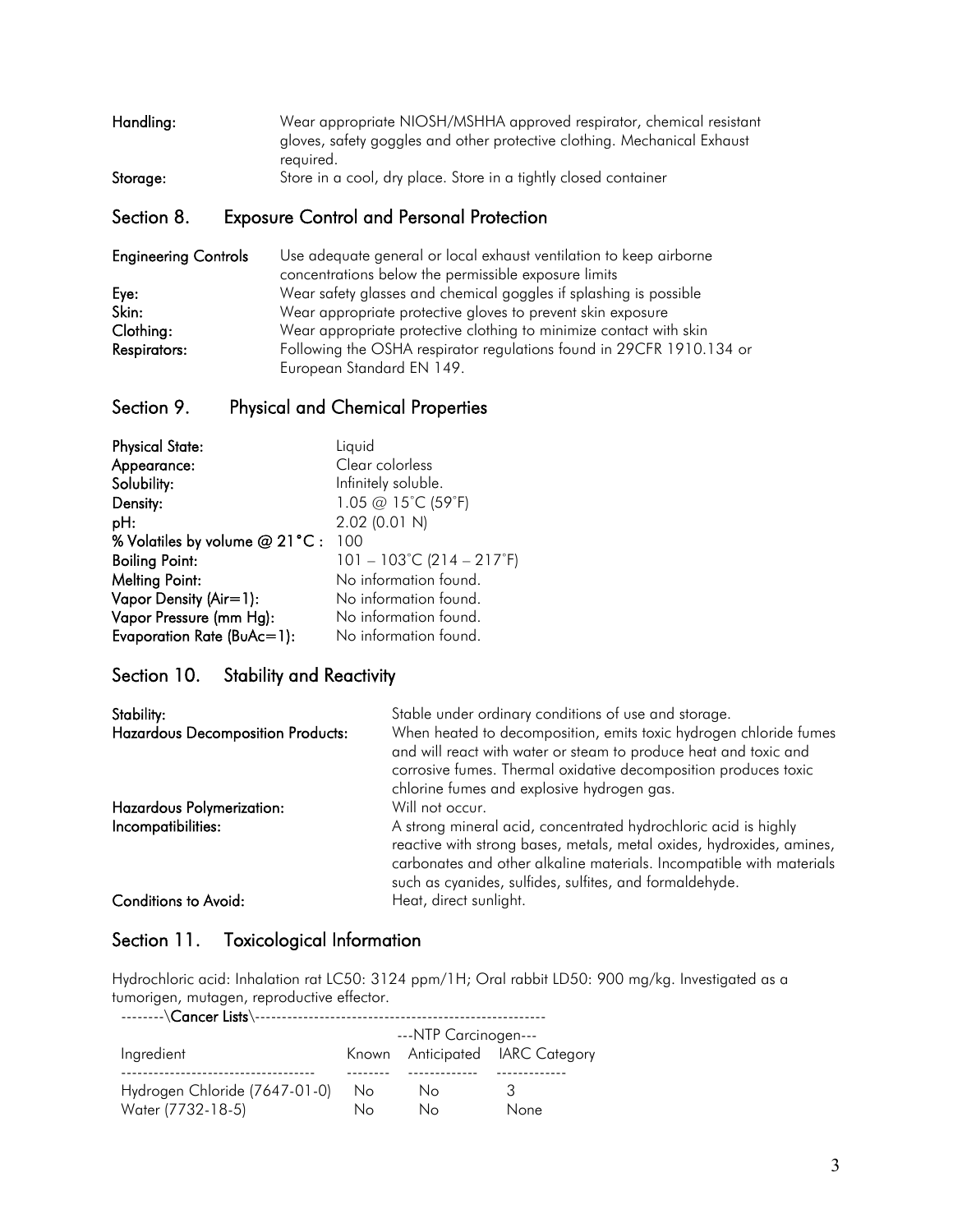**Handling:** Wear appropriate NIOSH/MSHHA approved respirator, chemical resistant gloves, safety goggles and other protective clothing. Mechanical Exhaust required.

**Storage:** Store in a cool, dry place. Store in a tightly closed container

## Section 8. Exposure Control and Personal Protection

**Engineering Controls** Use adequate general or local exhaust ventilation to keep airborne concentrations below the permissible exposure limits

**Eye:** Wear safety glasses and chemical goggles if splashing is possible

**Skin:** Wear appropriate protective gloves to prevent skin exposure

**Clothing:** Wear appropriate protective clothing to minimize contact with skin

**Respirators:** Following the OSHA respirator regulations found in 29CFR 1910.134 or European Standard EN 149.

## Section 9. Physical and Chemical Properties

| | |
|---|---|
| **Physical State:** | Liquid |
| **Appearance:** | Clear colorless |
| **Solubility:** | Infinitely soluble. |
| **Density:** | 1.05 @ 15˚C (59˚F) |
| **pH:** | 2.02 (0.01 N) |
| **% Volatiles by volume @ 21°C :** | 100 |
| **Boiling Point:** | 101 – 103˚C (214 – 217˚F) |
| **Melting Point:** | No information found. |
| **Vapor Density (Air=1):** | No information found. |
| **Vapor Pressure (mm Hg):** | No information found. |
| **Evaporation Rate (BuAc=1):** | No information found. |

## Section 10. Stability and Reactivity

**Stability:** Stable under ordinary conditions of use and storage.

**Hazardous Decomposition Products:** When heated to decomposition, emits toxic hydrogen chloride fumes and will react with water or steam to produce heat and toxic and corrosive fumes. Thermal oxidative decomposition produces toxic chlorine fumes and explosive hydrogen gas.

**Hazardous Polymerization:** Will not occur.

**Incompatibilities:** A strong mineral acid, concentrated hydrochloric acid is highly reactive with strong bases, metals, metal oxides, hydroxides, amines, carbonates and other alkaline materials. Incompatible with materials such as cyanides, sulfides, sulfites, and formaldehyde.

**Conditions to Avoid:** Heat, direct sunlight.

## Section 11. Toxicological Information

Hydrochloric acid: Inhalation rat LC50: 3124 ppm/1H; Oral rabbit LD50: 900 mg/kg. Investigated as a tumorigen, mutagen, reproductive effector.

--------\\**Cancer Lists**\\------------------------------------------------------

| | ---NTP Carcinogen--- | | |
|---|---|---|---|
| Ingredient | Known | Anticipated | IARC Category |
| Hydrogen Chloride (7647-01-0) | No | No | 3 |
| Water (7732-18-5) | No | No | None |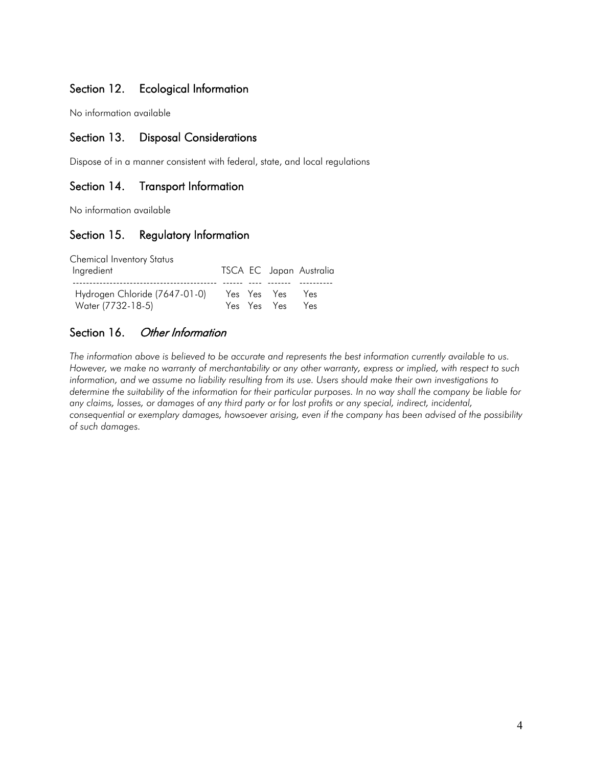## Section 12. Ecological Information

No information available

## Section 13. Disposal Considerations

Dispose of in a manner consistent with federal, state, and local regulations

## Section 14. Transport Information

No information available

## Section 15. Regulatory Information

Chemical Inventory Status

| Ingredient | TSCA | EC | Japan | Australia |
|---|---|---|---|---|
| Hydrogen Chloride (7647-01-0) | Yes | Yes | Yes | Yes |
| Water (7732-18-5) | Yes | Yes | Yes | Yes |

## Section 16. *Other Information*

*The information above is believed to be accurate and represents the best information currently available to us. However, we make no warranty of merchantability or any other warranty, express or implied, with respect to such information, and we assume no liability resulting from its use. Users should make their own investigations to determine the suitability of the information for their particular purposes. In no way shall the company be liable for any claims, losses, or damages of any third party or for lost profits or any special, indirect, incidental, consequential or exemplary damages, howsoever arising, even if the company has been advised of the possibility of such damages.*